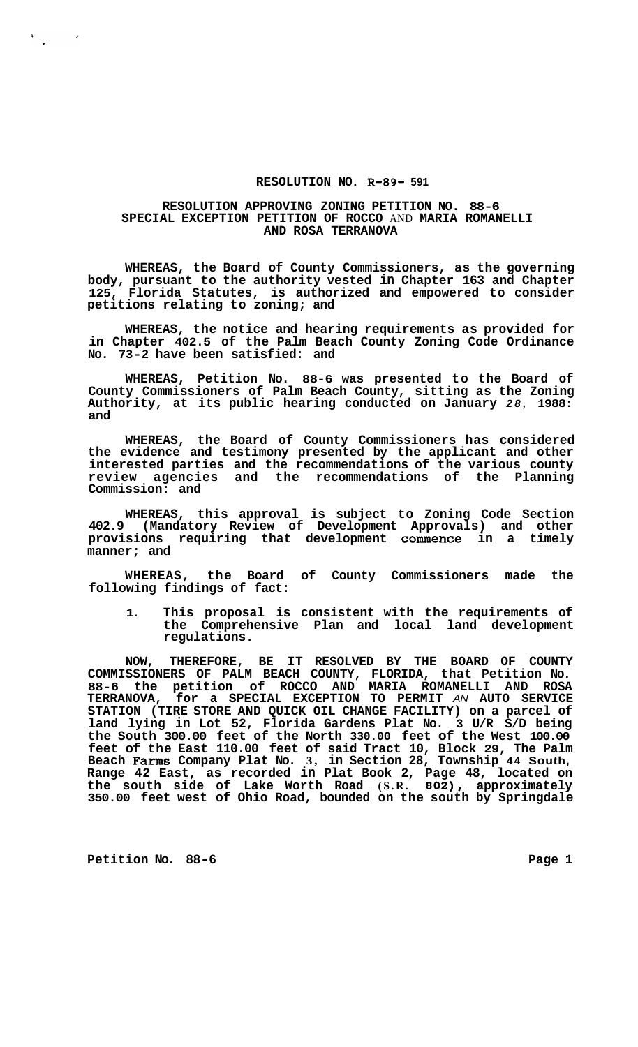# RESOLUTION NO. R-89- 591

## RESOLUTION APPROVING ZONING PETITION NO. 88-6 SPECIAL EXCEPTION PETITION OF ROCCO AND MARIA ROMANELLI AND ROSA TERRANOVA

**WHEREAS, the Board of County Commissioners, as the governing body, pursuant to the authority vested in Chapter 163 and Chapter 125, Florida Statutes, is authorized and empowered to consider petitions relating to zoning; and**

**WHEREAS, the notice and hearing requirements as provided for in Chapter 402.5 of the Palm Beach County Zoning Code Ordinance No. 73-2 have been satisfied: and**

**WHEREAS, Petition No. 88-6 was presented to the Board of County Commissioners of Palm Beach County, sitting as the Zoning Authority, at its public hearing conducted on January 28, 1988: and**

**WHEREAS, the Board of County Commissioners has considered the evidence and testimony presented by the applicant and other interested parties and the recommendations of the various county review agencies and the recommendations of the Planning Commission: and**

**WHEREAS, this approval is subject to Zoning Code Section 402.9 (Mandatory Review of Development Approvals) and other provisions requiring that development commence in a timely manner; and**

**WHEREAS, the Board of County Commissioners made the following findings of fact:**

1. **This proposal is consistent with the requirements of the Comprehensive Plan and local land development regulations.**

**NOW, THEREFORE, BE IT RESOLVED BY THE BOARD OF COUNTY COMMISSIONERS OF PALM BEACH COUNTY, FLORIDA, that Petition No. 88-6 the petition of ROCCO AND MARIA ROMANELLI AND ROSA TERRANOVA, for a SPECIAL EXCEPTION TO PERMIT AN AUTO SERVICE STATION (TIRE STORE AND QUICK OIL CHANGE FACILITY) on a parcel of land lying in Lot 52, Florida Gardens Plat No. 3 U/R S/D being the South 300.00 feet of the North 330.00 feet of the West 100.00 feet of the East 110.00 feet of said Tract 10, Block 29, The Palm Beach Farms Company Plat No. 3, in Section 28, Township 44 South, Range 42 East, as recorded in Plat Book 2, Page 48, located on the south side of Lake Worth Road (S.R. 802), approximately 350.00 feet west of Ohio Road, bounded on the south by Springdale**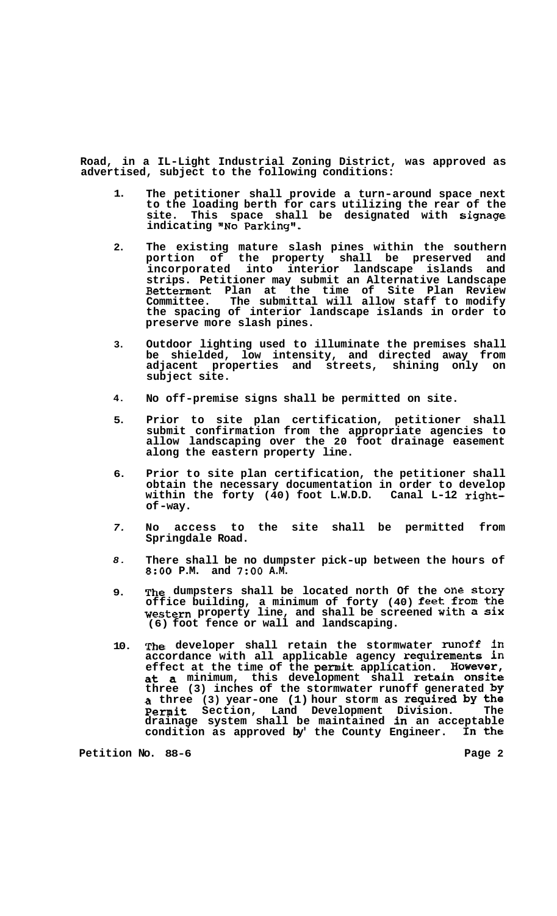**Road, in a IL-Light Industrial Zoning District, was approved as advertised, subject to the following conditions:**

1. **The petitioner shall provide a turn-around space next to the loading berth for cars utilizing the rear of the site. This space shall be designated with signage indicating "No Parking".**

2. **The existing mature slash pines within the southern portion of the property shall be preserved and incorporated into interior landscape islands and strips. Petitioner may submit an Alternative Landscape Betterment Plan at the time of Site Plan Review Committee. The submittal will allow staff to modify the spacing of interior landscape islands in order to preserve more slash pines.**

3. **Outdoor lighting used to illuminate the premises shall be shielded, low intensity, and directed away from adjacent properties and streets, shining only on subject site.**

4. **No off-premise signs shall be permitted on site.**

5. **Prior to site plan certification, petitioner shall submit confirmation from the appropriate agencies to allow landscaping over the 20 foot drainage easement along the eastern property line.**

6. **Prior to site plan certification, the petitioner shall obtain the necessary documentation in order to develop within the forty (40) foot L.W.D.D. Canal L-12 right-of-way.**

7. **No access to the site shall be permitted from Springdale Road.**

8. **There shall be no dumpster pick-up between the hours of 8:00 P.M. and 7:00 A.M.**

9. **The dumpsters shall be located north Of the one story office building, a minimum of forty (40) feet from the western property line, and shall be screened with a six (6) foot fence or wall and landscaping.**

10. **The developer shall retain the stormwater runoff in accordance with all applicable agency requirements in effect at the time of the permit application. However, at a minimum, this development shall retain onsite three (3) inches of the stormwater runoff generated by a three (3) year-one (1) hour storm as required by the Permit Section, Land Development Division. The drainage system shall be maintained in an acceptable condition as approved by the County Engineer. In the**

**Petition No. 88-6**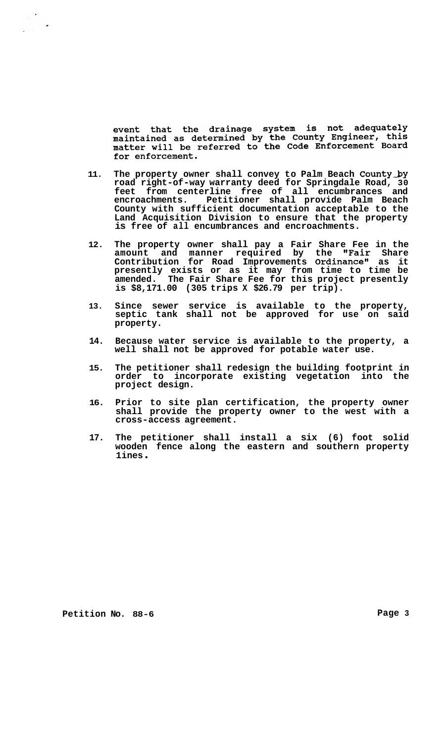event that the drainage system is not adequately maintained as determined by the County Engineer, this matter will be referred to the Code Enforcement Board for enforcement.

11. The property owner shall convey to Palm Beach County by road right-of-way warranty deed for Springdale Road, 30 feet from centerline free of all encumbrances and encroachments. Petitioner shall provide Palm Beach County with sufficient documentation acceptable to the Land Acquisition Division to ensure that the property is free of all encumbrances and encroachments.

12. The property owner shall pay a Fair Share Fee in the amount and manner required by the "Fair Share Contribution for Road Improvements Ordinance" as it presently exists or as it may from time to time be amended. The Fair Share Fee for this project presently is $8,171.00 (305 trips X $26.79 per trip).

13. Since sewer service is available to the property, septic tank shall not be approved for use on said property.

14. Because water service is available to the property, a well shall not be approved for potable water use.

15. The petitioner shall redesign the building footprint in order to incorporate existing vegetation into the project design.

16. Prior to site plan certification, the property owner shall provide the property owner to the west with a cross-access agreement.

17. The petitioner shall install a six (6) foot solid wooden fence along the eastern and southern property lines.

Petition No. 88-6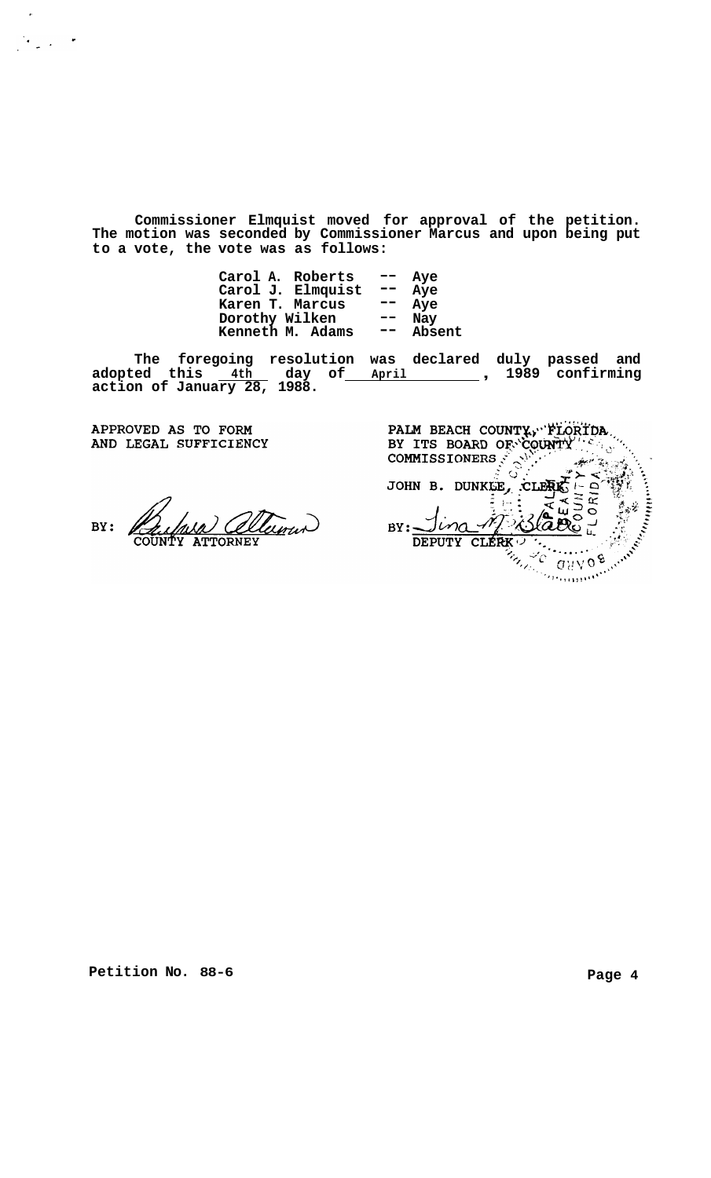**Commissioner Elmquist moved for approval of the petition. The motion was seconded by Commissioner Marcus and upon being put to a vote, the vote was as follows:**

| | | |
|---|---|---|
| **Carol A. Roberts** | **--** | **Aye** |
| **Carol J. Elmquist** | **--** | **Aye** |
| **Karen T. Marcus** | **--** | **Aye** |
| **Dorothy Wilken** | **--** | **Nay** |
| **Kenneth M. Adams** | **--** | **Absent** |

**The foregoing resolution was declared duly passed and adopted this 4th day of April, 1989 confirming action of January 28, 1988.**

APPROVED AS TO FORM
AND LEGAL SUFFICIENCY

BY: COUNTY ATTORNEY

PALM BEACH COUNTY, FLORIDA
BY ITS BOARD OF COUNTY
COMMISSIONERS

JOHN B. DUNKLE, CLERK

BY: DEPUTY CLERK

**Petition No. 88-6**